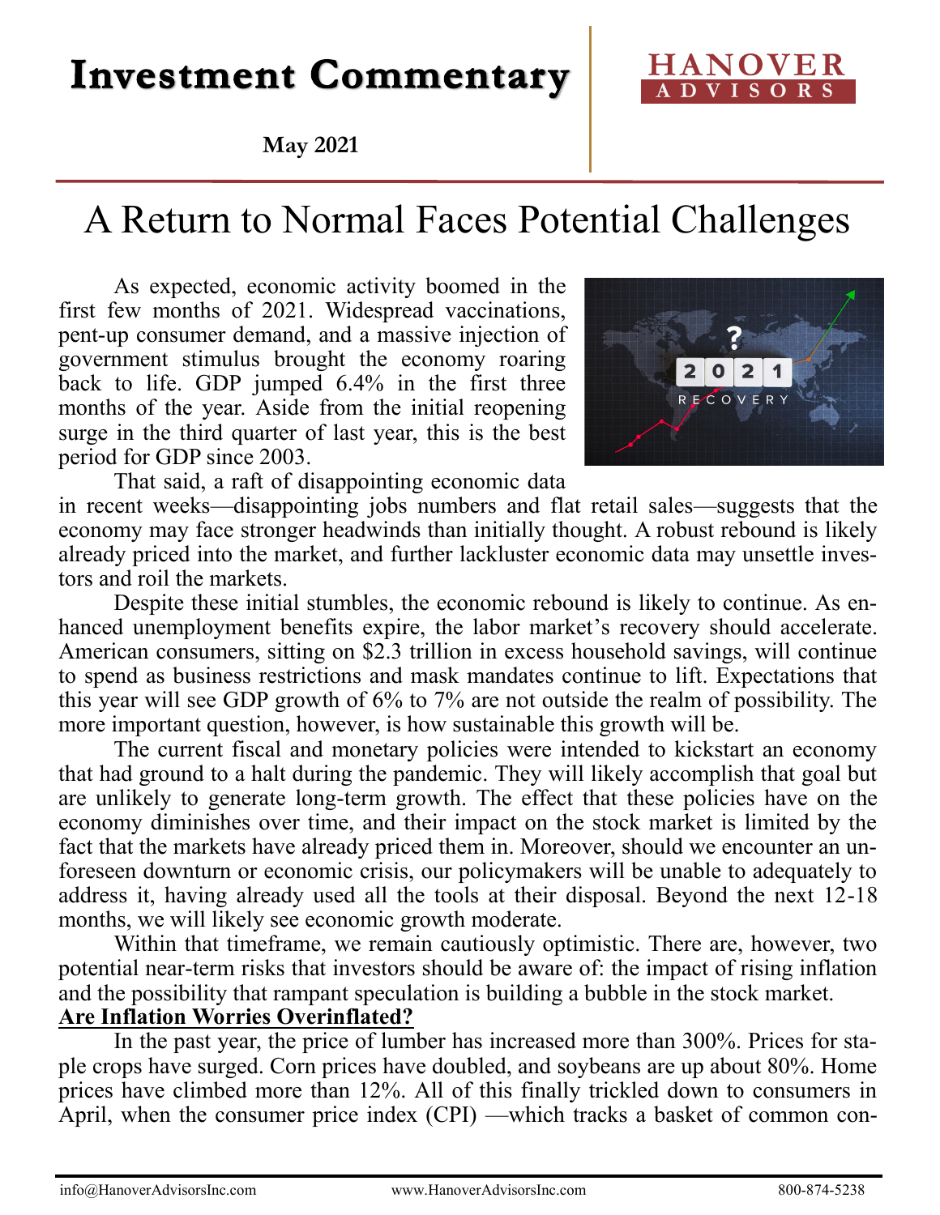# Investment Commentary

**May 2021**

HANOVER ADVISORS

## A Return to Normal Faces Potential Challenges

As expected, economic activity boomed in the first few months of 2021. Widespread vaccinations, pent-up consumer demand, and a massive injection of government stimulus brought the economy roaring back to life. GDP jumped 6.4% in the first three months of the year. Aside from the initial reopening surge in the third quarter of last year, this is the best period for GDP since 2003.

That said, a raft of disappointing economic data in recent weeks—disappointing jobs numbers and flat retail sales—suggests that the economy may face stronger headwinds than initially thought. A robust rebound is likely already priced into the market, and further lackluster economic data may unsettle investors and roil the markets.

Despite these initial stumbles, the economic rebound is likely to continue. As enhanced unemployment benefits expire, the labor market's recovery should accelerate. American consumers, sitting on $2.3 trillion in excess household savings, will continue to spend as business restrictions and mask mandates continue to lift. Expectations that this year will see GDP growth of 6% to 7% are not outside the realm of possibility. The more important question, however, is how sustainable this growth will be.

The current fiscal and monetary policies were intended to kickstart an economy that had ground to a halt during the pandemic. They will likely accomplish that goal but are unlikely to generate long-term growth. The effect that these policies have on the economy diminishes over time, and their impact on the stock market is limited by the fact that the markets have already priced them in. Moreover, should we encounter an unforeseen downturn or economic crisis, our policymakers will be unable to adequately to address it, having already used all the tools at their disposal. Beyond the next 12-18 months, we will likely see economic growth moderate.

Within that timeframe, we remain cautiously optimistic. There are, however, two potential near-term risks that investors should be aware of: the impact of rising inflation and the possibility that rampant speculation is building a bubble in the stock market.

**Are Inflation Worries Overinflated?**

In the past year, the price of lumber has increased more than 300%. Prices for staple crops have surged. Corn prices have doubled, and soybeans are up about 80%. Home prices have climbed more than 12%. All of this finally trickled down to consumers in April, when the consumer price index (CPI) —which tracks a basket of common con-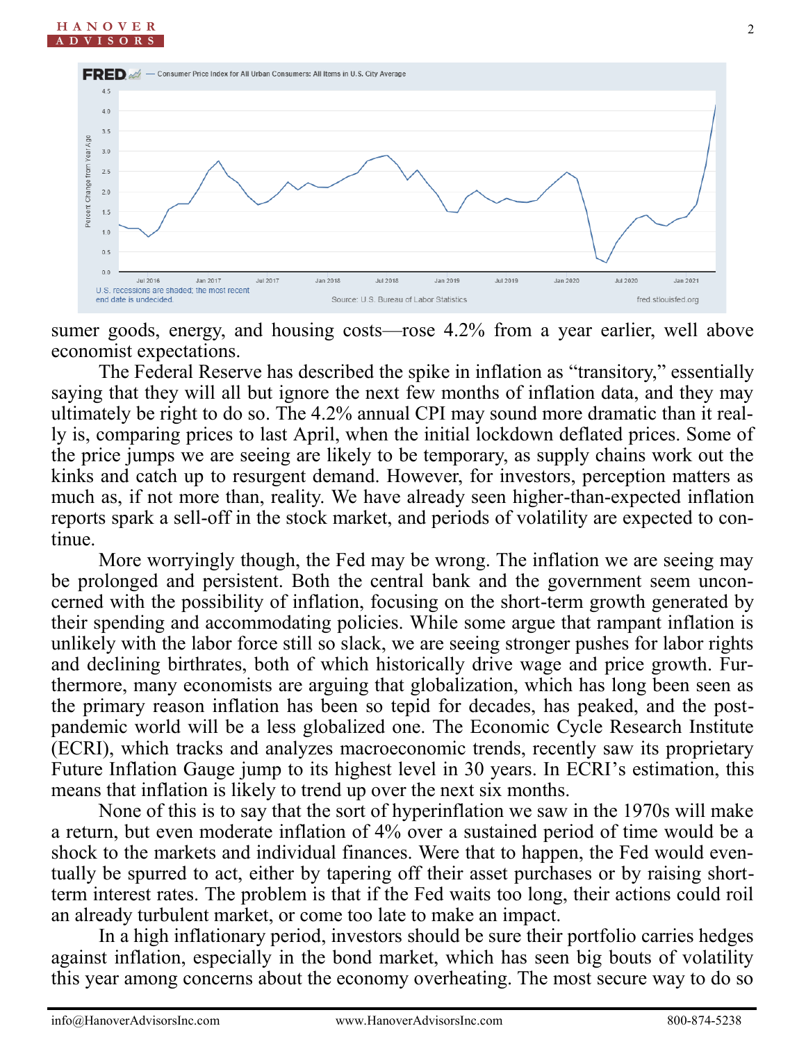sumer goods, energy, and housing costs—rose 4.2% from a year earlier, well above economist expectations.

The Federal Reserve has described the spike in inflation as "transitory," essentially saying that they will all but ignore the next few months of inflation data, and they may ultimately be right to do so. The 4.2% annual CPI may sound more dramatic than it really is, comparing prices to last April, when the initial lockdown deflated prices. Some of the price jumps we are seeing are likely to be temporary, as supply chains work out the kinks and catch up to resurgent demand. However, for investors, perception matters as much as, if not more than, reality. We have already seen higher-than-expected inflation reports spark a sell-off in the stock market, and periods of volatility are expected to continue.

More worryingly though, the Fed may be wrong. The inflation we are seeing may be prolonged and persistent. Both the central bank and the government seem unconcerned with the possibility of inflation, focusing on the short-term growth generated by their spending and accommodating policies. While some argue that rampant inflation is unlikely with the labor force still so slack, we are seeing stronger pushes for labor rights and declining birthrates, both of which historically drive wage and price growth. Furthermore, many economists are arguing that globalization, which has long been seen as the primary reason inflation has been so tepid for decades, has peaked, and the post-pandemic world will be a less globalized one. The Economic Cycle Research Institute (ECRI), which tracks and analyzes macroeconomic trends, recently saw its proprietary Future Inflation Gauge jump to its highest level in 30 years. In ECRI's estimation, this means that inflation is likely to trend up over the next six months.

None of this is to say that the sort of hyperinflation we saw in the 1970s will make a return, but even moderate inflation of 4% over a sustained period of time would be a shock to the markets and individual finances. Were that to happen, the Fed would eventually be spurred to act, either by tapering off their asset purchases or by raising short-term interest rates. The problem is that if the Fed waits too long, their actions could roil an already turbulent market, or come too late to make an impact.

In a high inflationary period, investors should be sure their portfolio carries hedges against inflation, especially in the bond market, which has seen big bouts of volatility this year among concerns about the economy overheating. The most secure way to do so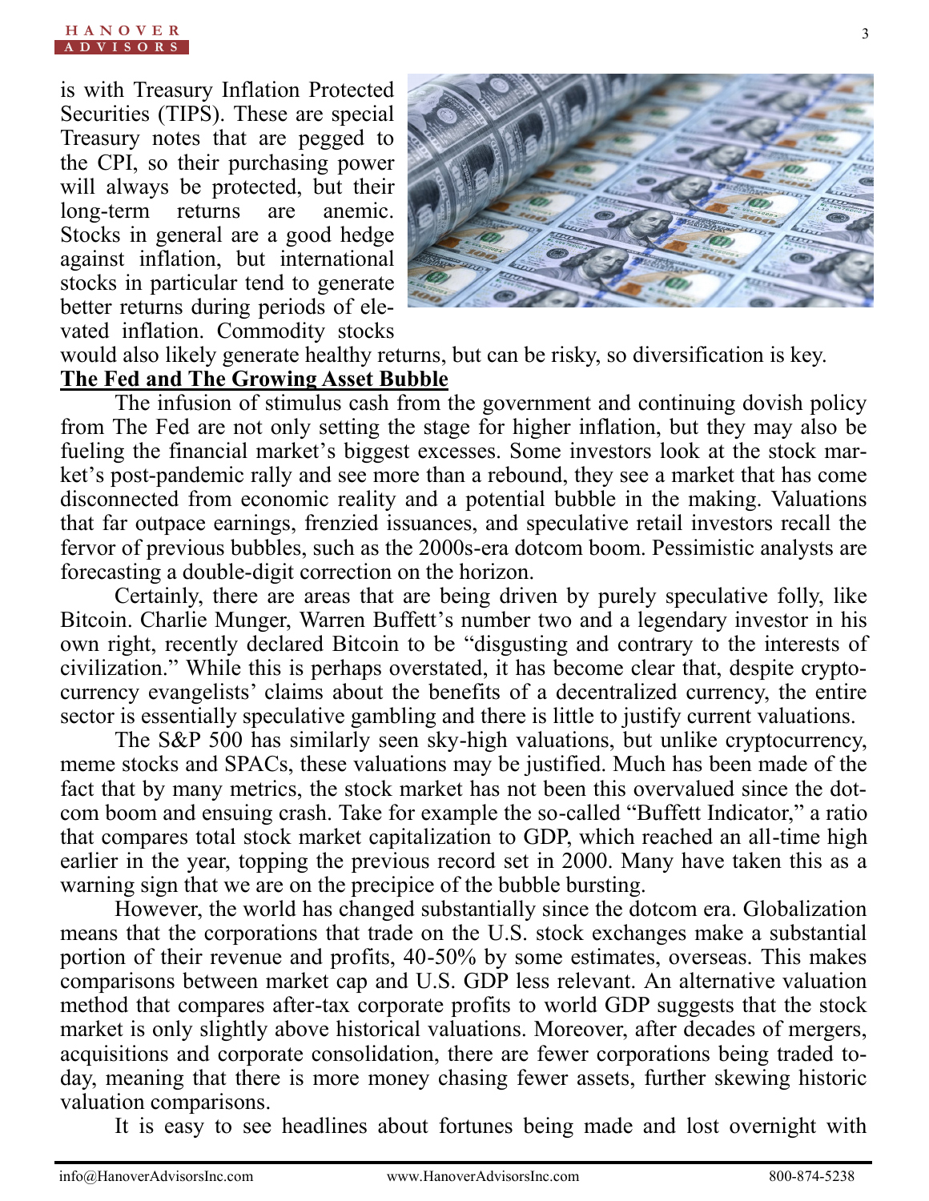is with Treasury Inflation Protected Securities (TIPS). These are special Treasury notes that are pegged to the CPI, so their purchasing power will always be protected, but their long-term returns are anemic. Stocks in general are a good hedge against inflation, but international stocks in particular tend to generate better returns during periods of elevated inflation. Commodity stocks would also likely generate healthy returns, but can be risky, so diversification is key.

## The Fed and The Growing Asset Bubble

The infusion of stimulus cash from the government and continuing dovish policy from The Fed are not only setting the stage for higher inflation, but they may also be fueling the financial market's biggest excesses. Some investors look at the stock market's post-pandemic rally and see more than a rebound, they see a market that has come disconnected from economic reality and a potential bubble in the making. Valuations that far outpace earnings, frenzied issuances, and speculative retail investors recall the fervor of previous bubbles, such as the 2000s-era dotcom boom. Pessimistic analysts are forecasting a double-digit correction on the horizon.

Certainly, there are areas that are being driven by purely speculative folly, like Bitcoin. Charlie Munger, Warren Buffett's number two and a legendary investor in his own right, recently declared Bitcoin to be "disgusting and contrary to the interests of civilization." While this is perhaps overstated, it has become clear that, despite cryptocurrency evangelists' claims about the benefits of a decentralized currency, the entire sector is essentially speculative gambling and there is little to justify current valuations.

The S&P 500 has similarly seen sky-high valuations, but unlike cryptocurrency, meme stocks and SPACs, these valuations may be justified. Much has been made of the fact that by many metrics, the stock market has not been this overvalued since the dotcom boom and ensuing crash. Take for example the so-called "Buffett Indicator," a ratio that compares total stock market capitalization to GDP, which reached an all-time high earlier in the year, topping the previous record set in 2000. Many have taken this as a warning sign that we are on the precipice of the bubble bursting.

However, the world has changed substantially since the dotcom era. Globalization means that the corporations that trade on the U.S. stock exchanges make a substantial portion of their revenue and profits, 40-50% by some estimates, overseas. This makes comparisons between market cap and U.S. GDP less relevant. An alternative valuation method that compares after-tax corporate profits to world GDP suggests that the stock market is only slightly above historical valuations. Moreover, after decades of mergers, acquisitions and corporate consolidation, there are fewer corporations being traded today, meaning that there is more money chasing fewer assets, further skewing historic valuation comparisons.

It is easy to see headlines about fortunes being made and lost overnight with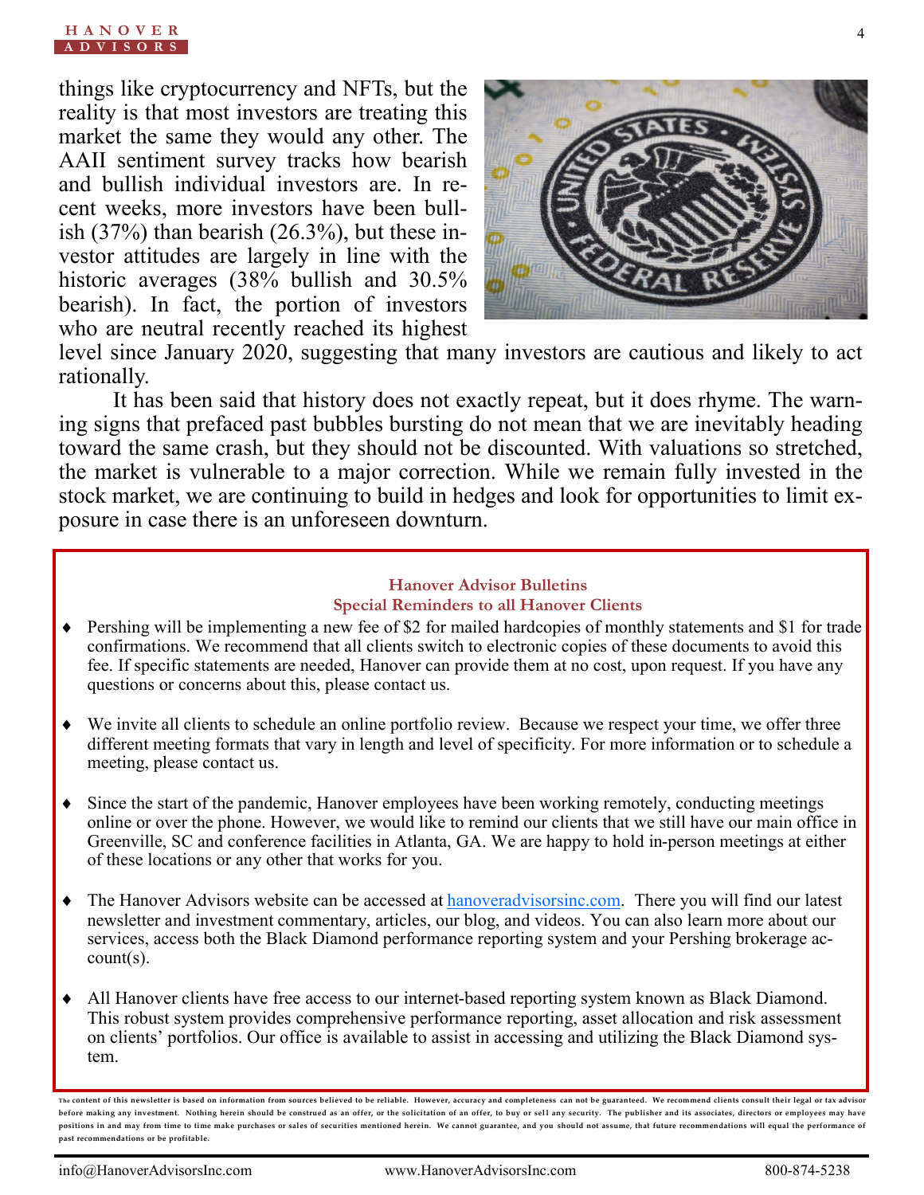things like cryptocurrency and NFTs, but the reality is that most investors are treating this market the same they would any other. The AAII sentiment survey tracks how bearish and bullish individual investors are. In recent weeks, more investors have been bullish (37%) than bearish (26.3%), but these investor attitudes are largely in line with the historic averages (38% bullish and 30.5% bearish). In fact, the portion of investors who are neutral recently reached its highest level since January 2020, suggesting that many investors are cautious and likely to act rationally.

It has been said that history does not exactly repeat, but it does rhyme. The warning signs that prefaced past bubbles bursting do not mean that we are inevitably heading toward the same crash, but they should not be discounted. With valuations so stretched, the market is vulnerable to a major correction. While we remain fully invested in the stock market, we are continuing to build in hedges and look for opportunities to limit exposure in case there is an unforeseen downturn.

## Hanover Advisor Bulletins
### Special Reminders to all Hanover Clients

- Pershing will be implementing a new fee of $2 for mailed hardcopies of monthly statements and $1 for trade confirmations. We recommend that all clients switch to electronic copies of these documents to avoid this fee. If specific statements are needed, Hanover can provide them at no cost, upon request. If you have any questions or concerns about this, please contact us.

- We invite all clients to schedule an online portfolio review. Because we respect your time, we offer three different meeting formats that vary in length and level of specificity. For more information or to schedule a meeting, please contact us.

- Since the start of the pandemic, Hanover employees have been working remotely, conducting meetings online or over the phone. However, we would like to remind our clients that we still have our main office in Greenville, SC and conference facilities in Atlanta, GA. We are happy to hold in-person meetings at either of these locations or any other that works for you.

- The Hanover Advisors website can be accessed at hanoveradvisorsinc.com. There you will find our latest newsletter and investment commentary, articles, our blog, and videos. You can also learn more about our services, access both the Black Diamond performance reporting system and your Pershing brokerage account(s).

- All Hanover clients have free access to our internet-based reporting system known as Black Diamond. This robust system provides comprehensive performance reporting, asset allocation and risk assessment on clients' portfolios. Our office is available to assist in accessing and utilizing the Black Diamond system.

**The content of this newsletter is based on information from sources believed to be reliable. However, accuracy and completeness can not be guaranteed. We recommend clients consult their legal or tax advisor before making any investment. Nothing herein should be construed as an offer, or the solicitation of an offer, to buy or sell any security. The publisher and its associates, directors or employees may have positions in and may from time to time make purchases or sales of securities mentioned herein. We cannot guarantee, and you should not assume, that future recommendations will equal the performance of past recommendations or be profitable.**

info@HanoverAdvisorsInc.com www.HanoverAdvisorsInc.com 800-874-5238